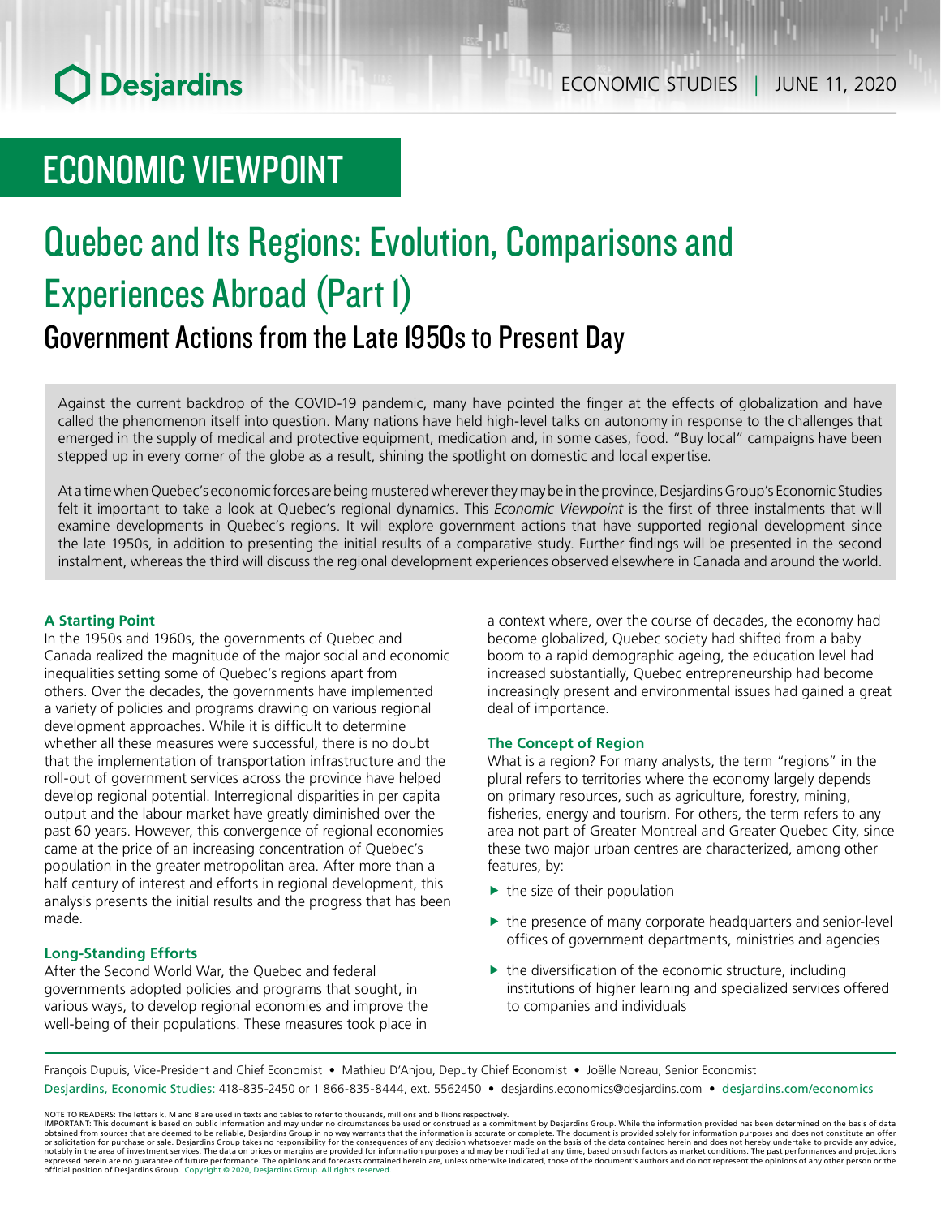Desjardins

ECONOMIC STUDIES | JUNE 11, 2020

# ECONOMIC VIEWPOINT

# Quebec and Its Regions: Evolution, Comparisons and Experiences Abroad (Part I)

## Government Actions from the Late 1950s to Present Day

Against the current backdrop of the COVID-19 pandemic, many have pointed the finger at the effects of globalization and have called the phenomenon itself into question. Many nations have held high-level talks on autonomy in response to the challenges that emerged in the supply of medical and protective equipment, medication and, in some cases, food. "Buy local" campaigns have been stepped up in every corner of the globe as a result, shining the spotlight on domestic and local expertise.

At a time when Quebec's economic forces are being mustered wherever they may be in the province, Desjardins Group's Economic Studies felt it important to take a look at Quebec's regional dynamics. This *Economic Viewpoint* is the first of three instalments that will examine developments in Quebec's regions. It will explore government actions that have supported regional development since the late 1950s, in addition to presenting the initial results of a comparative study. Further findings will be presented in the second instalment, whereas the third will discuss the regional development experiences observed elsewhere in Canada and around the world.

### A Starting Point

In the 1950s and 1960s, the governments of Quebec and Canada realized the magnitude of the major social and economic inequalities setting some of Quebec's regions apart from others. Over the decades, the governments have implemented a variety of policies and programs drawing on various regional development approaches. While it is difficult to determine whether all these measures were successful, there is no doubt that the implementation of transportation infrastructure and the roll-out of government services across the province have helped develop regional potential. Interregional disparities in per capita output and the labour market have greatly diminished over the past 60 years. However, this convergence of regional economies came at the price of an increasing concentration of Quebec's population in the greater metropolitan area. After more than a half century of interest and efforts in regional development, this analysis presents the initial results and the progress that has been made.

### Long-Standing Efforts

After the Second World War, the Quebec and federal governments adopted policies and programs that sought, in various ways, to develop regional economies and improve the well-being of their populations. These measures took place in a context where, over the course of decades, the economy had become globalized, Quebec society had shifted from a baby boom to a rapid demographic ageing, the education level had increased substantially, Quebec entrepreneurship had become increasingly present and environmental issues had gained a great deal of importance.

### The Concept of Region

What is a region? For many analysts, the term "regions" in the plural refers to territories where the economy largely depends on primary resources, such as agriculture, forestry, mining, fisheries, energy and tourism. For others, the term refers to any area not part of Greater Montreal and Greater Quebec City, since these two major urban centres are characterized, among other features, by:

- the size of their population
- the presence of many corporate headquarters and senior-level offices of government departments, ministries and agencies
- the diversification of the economic structure, including institutions of higher learning and specialized services offered to companies and individuals

François Dupuis, Vice-President and Chief Economist • Mathieu D'Anjou, Deputy Chief Economist • Joëlle Noreau, Senior Economist

Desjardins, Economic Studies: 418-835-2450 or 1 866-835-8444, ext. 5562450 • desjardins.economics@desjardins.com • desjardins.com/economics

NOTE TO READERS: The letters k, M and B are used in texts and tables to refer to thousands, millions and billions respectively.
IMPORTANT: This document is based on public information and may under no circumstances be used or construed as a commitment by Desjardins Group. While the information provided has been determined on the basis of data obtained from sources that are deemed to be reliable, Desjardins Group in no way warrants that the information is accurate or complete. The document is provided solely for information purposes and does not constitute an offer or solicitation for purchase or sale. Desjardins Group takes no responsibility for the consequences of any decision whatsoever made on the basis of the data contained herein and does not hereby undertake to provide any advice, notably in the area of investment services. The data on prices or margins are provided for information purposes and may be modified at any time, based on such factors as market conditions. The past performances and projections expressed herein are no guarantee of future performance. The opinions and forecasts contained herein are, unless otherwise indicated, those of the document's authors and do not represent the opinions of any other person or the official position of Desjardins Group. Copyright © 2020, Desjardins Group. All rights reserved.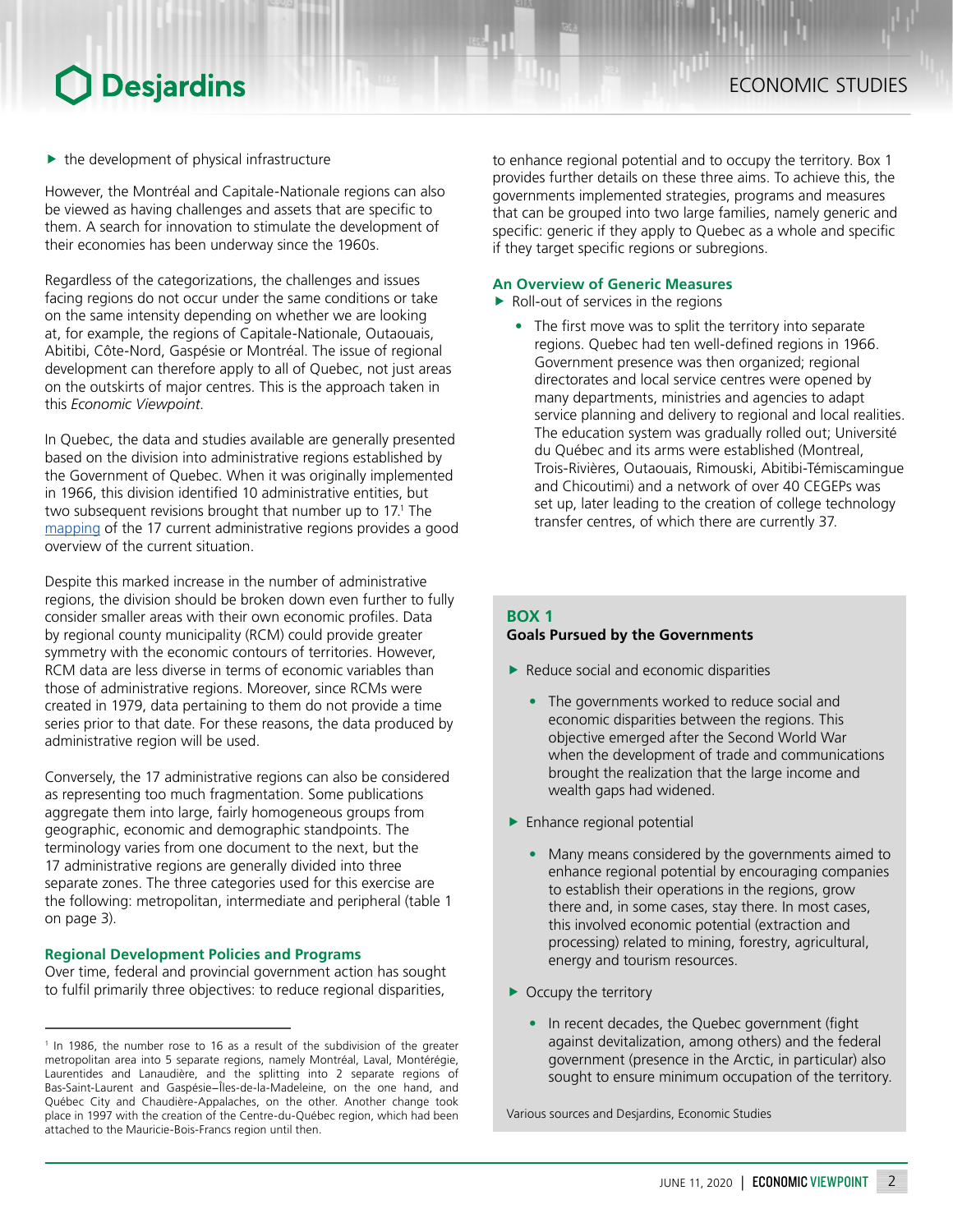- the development of physical infrastructure

However, the Montréal and Capitale-Nationale regions can also be viewed as having challenges and assets that are specific to them. A search for innovation to stimulate the development of their economies has been underway since the 1960s.

Regardless of the categorizations, the challenges and issues facing regions do not occur under the same conditions or take on the same intensity depending on whether we are looking at, for example, the regions of Capitale-Nationale, Outaouais, Abitibi, Côte-Nord, Gaspésie or Montréal. The issue of regional development can therefore apply to all of Quebec, not just areas on the outskirts of major centres. This is the approach taken in this *Economic Viewpoint*.

In Quebec, the data and studies available are generally presented based on the division into administrative regions established by the Government of Quebec. When it was originally implemented in 1966, this division identified 10 administrative entities, but two subsequent revisions brought that number up to 17.[1] The mapping of the 17 current administrative regions provides a good overview of the current situation.

Despite this marked increase in the number of administrative regions, the division should be broken down even further to fully consider smaller areas with their own economic profiles. Data by regional county municipality (RCM) could provide greater symmetry with the economic contours of territories. However, RCM data are less diverse in terms of economic variables than those of administrative regions. Moreover, since RCMs were created in 1979, data pertaining to them do not provide a time series prior to that date. For these reasons, the data produced by administrative region will be used.

Conversely, the 17 administrative regions can also be considered as representing too much fragmentation. Some publications aggregate them into large, fairly homogeneous groups from geographic, economic and demographic standpoints. The terminology varies from one document to the next, but the 17 administrative regions are generally divided into three separate zones. The three categories used for this exercise are the following: metropolitan, intermediate and peripheral (table 1 on page 3).

### Regional Development Policies and Programs

Over time, federal and provincial government action has sought to fulfil primarily three objectives: to reduce regional disparities, to enhance regional potential and to occupy the territory. Box 1 provides further details on these three aims. To achieve this, the governments implemented strategies, programs and measures that can be grouped into two large families, namely generic and specific: generic if they apply to Quebec as a whole and specific if they target specific regions or subregions.

### An Overview of Generic Measures

- Roll-out of services in the regions
  - The first move was to split the territory into separate regions. Quebec had ten well-defined regions in 1966. Government presence was then organized; regional directorates and local service centres were opened by many departments, ministries and agencies to adapt service planning and delivery to regional and local realities. The education system was gradually rolled out; Université du Québec and its arms were established (Montreal, Trois-Rivières, Outaouais, Rimouski, Abitibi-Témiscamingue and Chicoutimi) and a network of over 40 CEGEPs was set up, later leading to the creation of college technology transfer centres, of which there are currently 37.

> **BOX 1**
> **Goals Pursued by the Governments**
>
> - Reduce social and economic disparities
>   - The governments worked to reduce social and economic disparities between the regions. This objective emerged after the Second World War when the development of trade and communications brought the realization that the large income and wealth gaps had widened.
> - Enhance regional potential
>   - Many means considered by the governments aimed to enhance regional potential by encouraging companies to establish their operations in the regions, grow there and, in some cases, stay there. In most cases, this involved economic potential (extraction and processing) related to mining, forestry, agricultural, energy and tourism resources.
> - Occupy the territory
>   - In recent decades, the Quebec government (fight against devitalization, among others) and the federal government (presence in the Arctic, in particular) also sought to ensure minimum occupation of the territory.
>
> Various sources and Desjardins, Economic Studies

---

[1] In 1986, the number rose to 16 as a result of the subdivision of the greater metropolitan area into 5 separate regions, namely Montréal, Laval, Montérégie, Laurentides and Lanaudière, and the splitting into 2 separate regions of Bas-Saint-Laurent and Gaspésie–Îles-de-la-Madeleine, on the one hand, and Québec City and Chaudière-Appalaches, on the other. Another change took place in 1997 with the creation of the Centre-du-Québec region, which had been attached to the Mauricie-Bois-Francs region until then.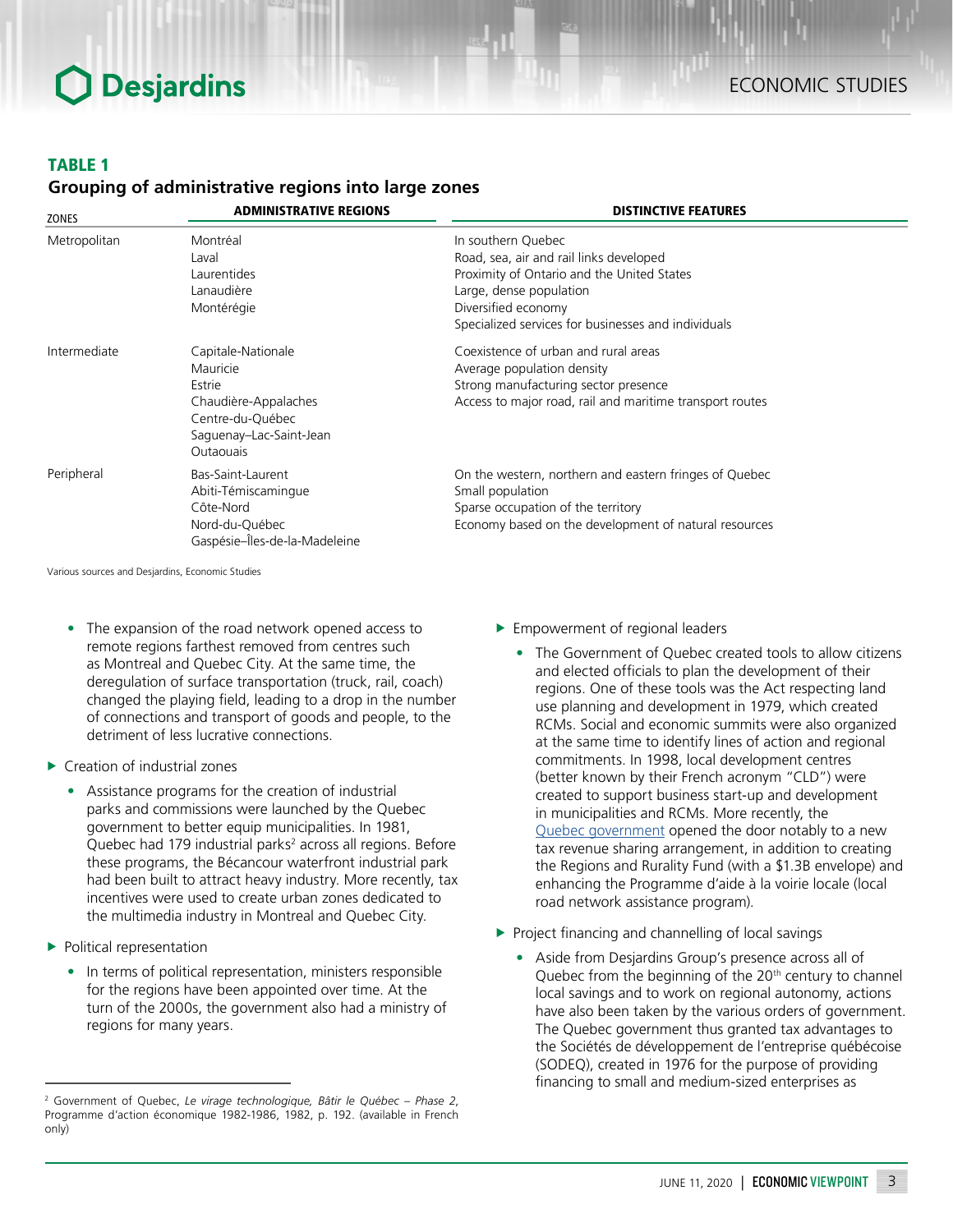### TABLE 1
### Grouping of administrative regions into large zones

| ZONES | ADMINISTRATIVE REGIONS | DISTINCTIVE FEATURES |
|---|---|---|
| Metropolitan | Montréal<br>Laval<br>Laurentides<br>Lanaudière<br>Montérégie | In southern Quebec<br>Road, sea, air and rail links developed<br>Proximity of Ontario and the United States<br>Large, dense population<br>Diversified economy<br>Specialized services for businesses and individuals |
| Intermediate | Capitale-Nationale<br>Mauricie<br>Estrie<br>Chaudière-Appalaches<br>Centre-du-Québec<br>Saguenay–Lac-Saint-Jean<br>Outaouais | Coexistence of urban and rural areas<br>Average population density<br>Strong manufacturing sector presence<br>Access to major road, rail and maritime transport routes |
| Peripheral | Bas-Saint-Laurent<br>Abiti-Témiscamingue<br>Côte-Nord<br>Nord-du-Québec<br>Gaspésie–Îles-de-la-Madeleine | On the western, northern and eastern fringes of Quebec<br>Small population<br>Sparse occupation of the territory<br>Economy based on the development of natural resources |

Various sources and Desjardins, Economic Studies

- The expansion of the road network opened access to remote regions farthest removed from centres such as Montreal and Quebec City. At the same time, the deregulation of surface transportation (truck, rail, coach) changed the playing field, leading to a drop in the number of connections and transport of goods and people, to the detriment of less lucrative connections.

▶ Creation of industrial zones

- Assistance programs for the creation of industrial parks and commissions were launched by the Quebec government to better equip municipalities. In 1981, Quebec had 179 industrial parks[2] across all regions. Before these programs, the Bécancour waterfront industrial park had been built to attract heavy industry. More recently, tax incentives were used to create urban zones dedicated to the multimedia industry in Montreal and Quebec City.

▶ Political representation

- In terms of political representation, ministers responsible for the regions have been appointed over time. At the turn of the 2000s, the government also had a ministry of regions for many years.

▶ Empowerment of regional leaders

- The Government of Quebec created tools to allow citizens and elected officials to plan the development of their regions. One of these tools was the Act respecting land use planning and development in 1979, which created RCMs. Social and economic summits were also organized at the same time to identify lines of action and regional commitments. In 1998, local development centres (better known by their French acronym "CLD") were created to support business start-up and development in municipalities and RCMs. More recently, the Quebec government opened the door notably to a new tax revenue sharing arrangement, in addition to creating the Regions and Rurality Fund (with a $1.3B envelope) and enhancing the Programme d'aide à la voirie locale (local road network assistance program).

▶ Project financing and channelling of local savings

- Aside from Desjardins Group's presence across all of Quebec from the beginning of the 20th century to channel local savings and to work on regional autonomy, actions have also been taken by the various orders of government. The Quebec government thus granted tax advantages to the Sociétés de développement de l'entreprise québécoise (SODEQ), created in 1976 for the purpose of providing financing to small and medium-sized enterprises as

[2] Government of Quebec, *Le virage technologique, Bâtir le Québec – Phase 2*, Programme d'action économique 1982-1986, 1982, p. 192. (available in French only)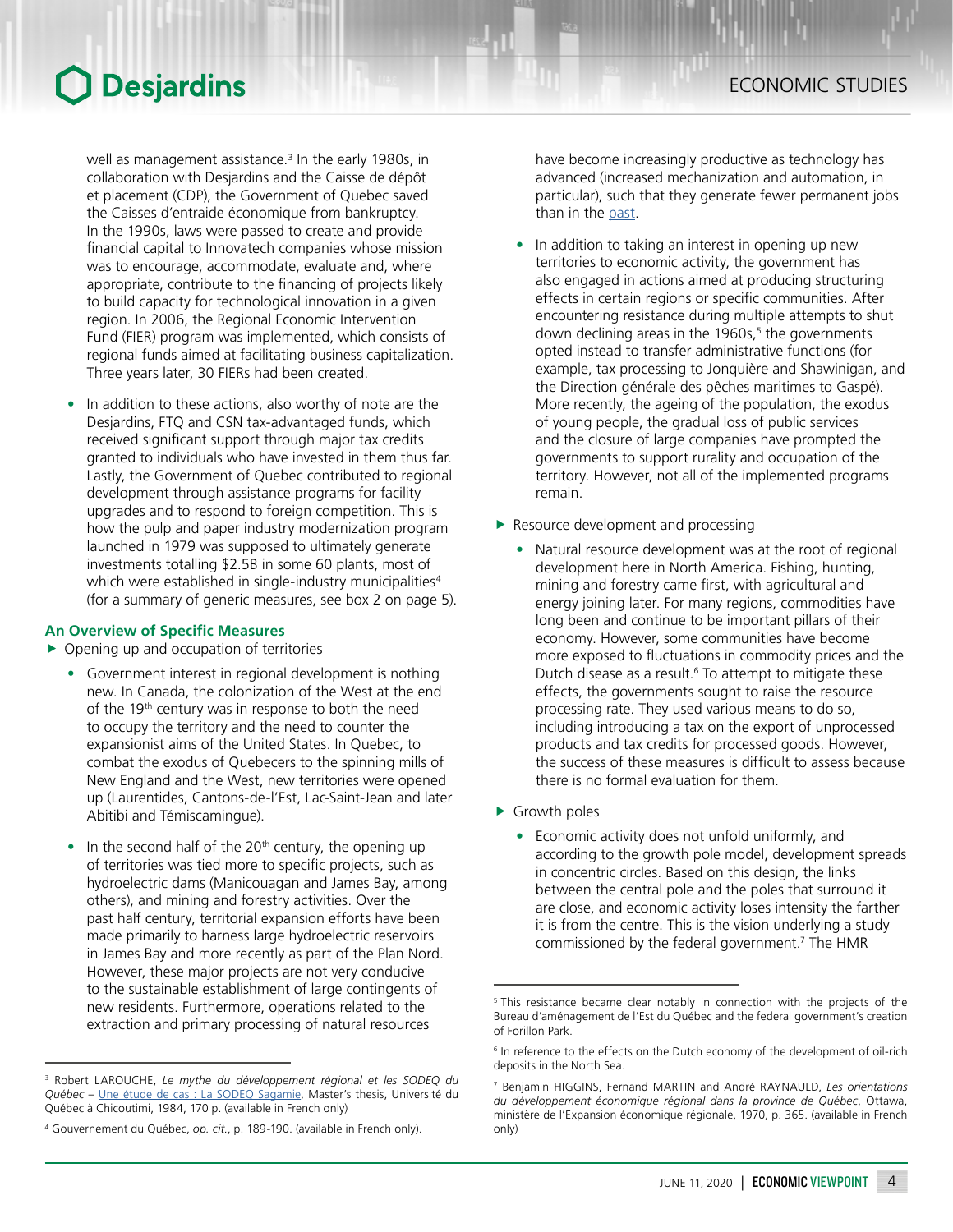well as management assistance.[3] In the early 1980s, in collaboration with Desjardins and the Caisse de dépôt et placement (CDP), the Government of Quebec saved the Caisses d'entraide économique from bankruptcy. In the 1990s, laws were passed to create and provide financial capital to Innovatech companies whose mission was to encourage, accommodate, evaluate and, where appropriate, contribute to the financing of projects likely to build capacity for technological innovation in a given region. In 2006, the Regional Economic Intervention Fund (FIER) program was implemented, which consists of regional funds aimed at facilitating business capitalization. Three years later, 30 FIERs had been created.

- In addition to these actions, also worthy of note are the Desjardins, FTQ and CSN tax-advantaged funds, which received significant support through major tax credits granted to individuals who have invested in them thus far. Lastly, the Government of Quebec contributed to regional development through assistance programs for facility upgrades and to respond to foreign competition. This is how the pulp and paper industry modernization program launched in 1979 was supposed to ultimately generate investments totalling $2.5B in some 60 plants, most of which were established in single-industry municipalities[4] (for a summary of generic measures, see box 2 on page 5).

### An Overview of Specific Measures

- Opening up and occupation of territories
  - Government interest in regional development is nothing new. In Canada, the colonization of the West at the end of the 19th century was in response to both the need to occupy the territory and the need to counter the expansionist aims of the United States. In Quebec, to combat the exodus of Quebecers to the spinning mills of New England and the West, new territories were opened up (Laurentides, Cantons-de-l'Est, Lac-Saint-Jean and later Abitibi and Témiscamingue).
  - In the second half of the 20th century, the opening up of territories was tied more to specific projects, such as hydroelectric dams (Manicouagan and James Bay, among others), and mining and forestry activities. Over the past half century, territorial expansion efforts have been made primarily to harness large hydroelectric reservoirs in James Bay and more recently as part of the Plan Nord. However, these major projects are not very conducive to the sustainable establishment of large contingents of new residents. Furthermore, operations related to the extraction and primary processing of natural resources have become increasingly productive as technology has advanced (increased mechanization and automation, in particular), such that they generate fewer permanent jobs than in the past.
  - In addition to taking an interest in opening up new territories to economic activity, the government has also engaged in actions aimed at producing structuring effects in certain regions or specific communities. After encountering resistance during multiple attempts to shut down declining areas in the 1960s,[5] the governments opted instead to transfer administrative functions (for example, tax processing to Jonquière and Shawinigan, and the Direction générale des pêches maritimes to Gaspé). More recently, the ageing of the population, the exodus of young people, the gradual loss of public services and the closure of large companies have prompted the governments to support rurality and occupation of the territory. However, not all of the implemented programs remain.
- Resource development and processing
  - Natural resource development was at the root of regional development here in North America. Fishing, hunting, mining and forestry came first, with agricultural and energy joining later. For many regions, commodities have long been and continue to be important pillars of their economy. However, some communities have become more exposed to fluctuations in commodity prices and the Dutch disease as a result.[6] To attempt to mitigate these effects, the governments sought to raise the resource processing rate. They used various means to do so, including introducing a tax on the export of unprocessed products and tax credits for processed goods. However, the success of these measures is difficult to assess because there is no formal evaluation for them.
- Growth poles
  - Economic activity does not unfold uniformly, and according to the growth pole model, development spreads in concentric circles. Based on this design, the links between the central pole and the poles that surround it are close, and economic activity loses intensity the farther it is from the centre. This is the vision underlying a study commissioned by the federal government.[7] The HMR

---

[3] Robert LAROUCHE, *Le mythe du développement régional et les SODEQ du Québec* – Une étude de cas : La SODEQ Sagamie, Master's thesis, Université du Québec à Chicoutimi, 1984, 170 p. (available in French only)

[4] Gouvernement du Québec, *op. cit.*, p. 189-190. (available in French only).

[5] This resistance became clear notably in connection with the projects of the Bureau d'aménagement de l'Est du Québec and the federal government's creation of Forillon Park.

[6] In reference to the effects on the Dutch economy of the development of oil-rich deposits in the North Sea.

[7] Benjamin HIGGINS, Fernand MARTIN and André RAYNAULD, *Les orientations du développement économique régional dans la province de Québec*, Ottawa, ministère de l'Expansion économique régionale, 1970, p. 365. (available in French only)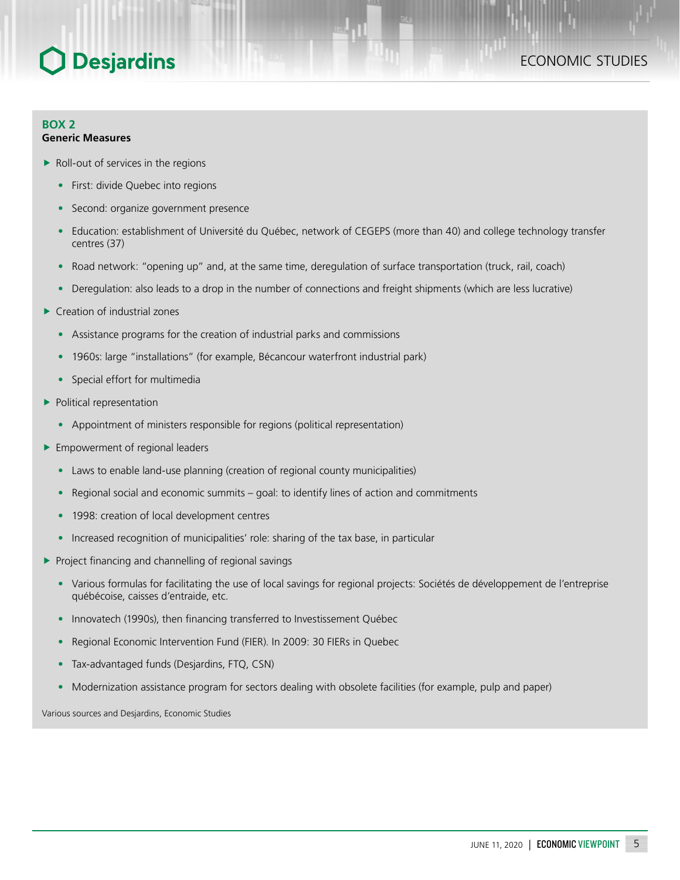**BOX 2**
**Generic Measures**

- Roll-out of services in the regions
  - First: divide Quebec into regions
  - Second: organize government presence
  - Education: establishment of Université du Québec, network of CEGEPS (more than 40) and college technology transfer centres (37)
  - Road network: "opening up" and, at the same time, deregulation of surface transportation (truck, rail, coach)
  - Deregulation: also leads to a drop in the number of connections and freight shipments (which are less lucrative)
- Creation of industrial zones
  - Assistance programs for the creation of industrial parks and commissions
  - 1960s: large "installations" (for example, Bécancour waterfront industrial park)
  - Special effort for multimedia
- Political representation
  - Appointment of ministers responsible for regions (political representation)
- Empowerment of regional leaders
  - Laws to enable land-use planning (creation of regional county municipalities)
  - Regional social and economic summits – goal: to identify lines of action and commitments
  - 1998: creation of local development centres
  - Increased recognition of municipalities' role: sharing of the tax base, in particular
- Project financing and channelling of regional savings
  - Various formulas for facilitating the use of local savings for regional projects: Sociétés de développement de l'entreprise québécoise, caisses d'entraide, etc.
  - Innovatech (1990s), then financing transferred to Investissement Québec
  - Regional Economic Intervention Fund (FIER). In 2009: 30 FIERs in Quebec
  - Tax-advantaged funds (Desjardins, FTQ, CSN)
  - Modernization assistance program for sectors dealing with obsolete facilities (for example, pulp and paper)

Various sources and Desjardins, Economic Studies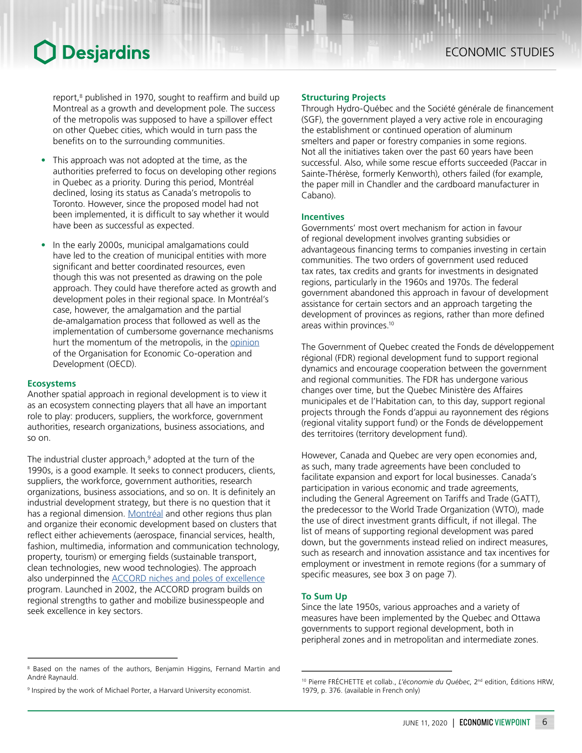report,[8] published in 1970, sought to reaffirm and build up Montreal as a growth and development pole. The success of the metropolis was supposed to have a spillover effect on other Quebec cities, which would in turn pass the benefits on to the surrounding communities.

- This approach was not adopted at the time, as the authorities preferred to focus on developing other regions in Quebec as a priority. During this period, Montréal declined, losing its status as Canada's metropolis to Toronto. However, since the proposed model had not been implemented, it is difficult to say whether it would have been as successful as expected.
- In the early 2000s, municipal amalgamations could have led to the creation of municipal entities with more significant and better coordinated resources, even though this was not presented as drawing on the pole approach. They could have therefore acted as growth and development poles in their regional space. In Montréal's case, however, the amalgamation and the partial de-amalgamation process that followed as well as the implementation of cumbersome governance mechanisms hurt the momentum of the metropolis, in the opinion of the Organisation for Economic Co-operation and Development (OECD).

### Ecosystems

Another spatial approach in regional development is to view it as an ecosystem connecting players that all have an important role to play: producers, suppliers, the workforce, government authorities, research organizations, business associations, and so on.

The industrial cluster approach,[9] adopted at the turn of the 1990s, is a good example. It seeks to connect producers, clients, suppliers, the workforce, government authorities, research organizations, business associations, and so on. It is definitely an industrial development strategy, but there is no question that it has a regional dimension. Montréal and other regions thus plan and organize their economic development based on clusters that reflect either achievements (aerospace, financial services, health, fashion, multimedia, information and communication technology, property, tourism) or emerging fields (sustainable transport, clean technologies, new wood technologies). The approach also underpinned the ACCORD niches and poles of excellence program. Launched in 2002, the ACCORD program builds on regional strengths to gather and mobilize businesspeople and seek excellence in key sectors.

### Structuring Projects

Through Hydro-Québec and the Société générale de financement (SGF), the government played a very active role in encouraging the establishment or continued operation of aluminum smelters and paper or forestry companies in some regions. Not all the initiatives taken over the past 60 years have been successful. Also, while some rescue efforts succeeded (Paccar in Sainte-Thérèse, formerly Kenworth), others failed (for example, the paper mill in Chandler and the cardboard manufacturer in Cabano).

### Incentives

Governments' most overt mechanism for action in favour of regional development involves granting subsidies or advantageous financing terms to companies investing in certain communities. The two orders of government used reduced tax rates, tax credits and grants for investments in designated regions, particularly in the 1960s and 1970s. The federal government abandoned this approach in favour of development assistance for certain sectors and an approach targeting the development of provinces as regions, rather than more defined areas within provinces.[10]

The Government of Quebec created the Fonds de développement régional (FDR) regional development fund to support regional dynamics and encourage cooperation between the government and regional communities. The FDR has undergone various changes over time, but the Quebec Ministère des Affaires municipales et de l'Habitation can, to this day, support regional projects through the Fonds d'appui au rayonnement des régions (regional vitality support fund) or the Fonds de développement des territoires (territory development fund).

However, Canada and Quebec are very open economies and, as such, many trade agreements have been concluded to facilitate expansion and export for local businesses. Canada's participation in various economic and trade agreements, including the General Agreement on Tariffs and Trade (GATT), the predecessor to the World Trade Organization (WTO), made the use of direct investment grants difficult, if not illegal. The list of means of supporting regional development was pared down, but the governments instead relied on indirect measures, such as research and innovation assistance and tax incentives for employment or investment in remote regions (for a summary of specific measures, see box 3 on page 7).

### To Sum Up

Since the late 1950s, various approaches and a variety of measures have been implemented by the Quebec and Ottawa governments to support regional development, both in peripheral zones and in metropolitan and intermediate zones.

---

[8] Based on the names of the authors, Benjamin Higgins, Fernand Martin and André Raynauld.

[9] Inspired by the work of Michael Porter, a Harvard University economist.

[10] Pierre FRÉCHETTE et collab., *L'économie du Québec*, 2nd edition, Éditions HRW, 1979, p. 376. (available in French only)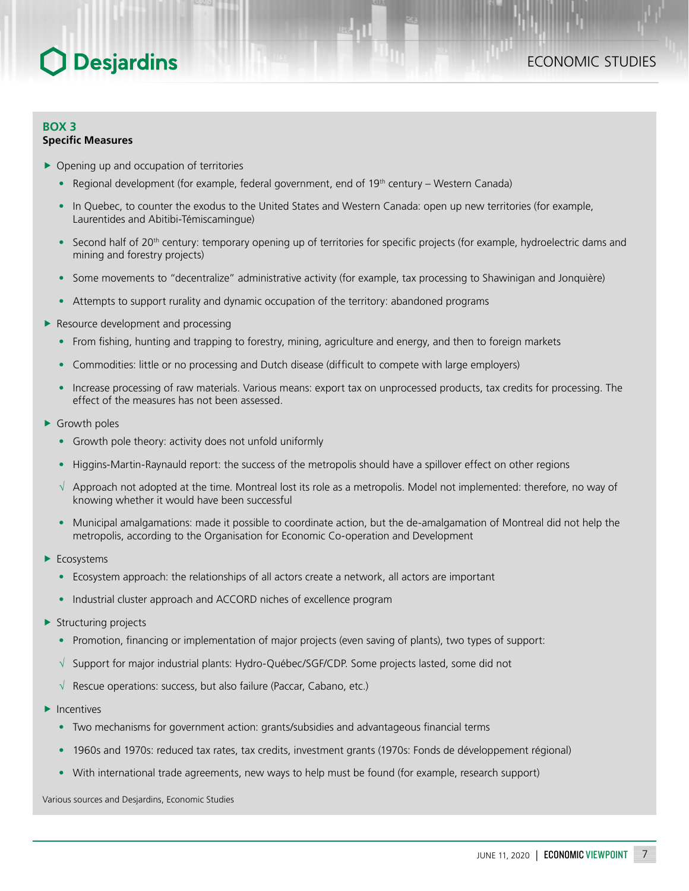**BOX 3**
**Specific Measures**

- Opening up and occupation of territories
  - Regional development (for example, federal government, end of 19th century – Western Canada)
  - In Quebec, to counter the exodus to the United States and Western Canada: open up new territories (for example, Laurentides and Abitibi-Témiscamingue)
  - Second half of 20th century: temporary opening up of territories for specific projects (for example, hydroelectric dams and mining and forestry projects)
  - Some movements to "decentralize" administrative activity (for example, tax processing to Shawinigan and Jonquière)
  - Attempts to support rurality and dynamic occupation of the territory: abandoned programs
- Resource development and processing
  - From fishing, hunting and trapping to forestry, mining, agriculture and energy, and then to foreign markets
  - Commodities: little or no processing and Dutch disease (difficult to compete with large employers)
  - Increase processing of raw materials. Various means: export tax on unprocessed products, tax credits for processing. The effect of the measures has not been assessed.
- Growth poles
  - Growth pole theory: activity does not unfold uniformly
  - Higgins-Martin-Raynauld report: the success of the metropolis should have a spillover effect on other regions
  - √ Approach not adopted at the time. Montreal lost its role as a metropolis. Model not implemented: therefore, no way of knowing whether it would have been successful
  - Municipal amalgamations: made it possible to coordinate action, but the de-amalgamation of Montreal did not help the metropolis, according to the Organisation for Economic Co-operation and Development
- Ecosystems
  - Ecosystem approach: the relationships of all actors create a network, all actors are important
  - Industrial cluster approach and ACCORD niches of excellence program
- Structuring projects
  - Promotion, financing or implementation of major projects (even saving of plants), two types of support:
  - √ Support for major industrial plants: Hydro-Québec/SGF/CDP. Some projects lasted, some did not
  - √ Rescue operations: success, but also failure (Paccar, Cabano, etc.)
- Incentives
  - Two mechanisms for government action: grants/subsidies and advantageous financial terms
  - 1960s and 1970s: reduced tax rates, tax credits, investment grants (1970s: Fonds de développement régional)
  - With international trade agreements, new ways to help must be found (for example, research support)

Various sources and Desjardins, Economic Studies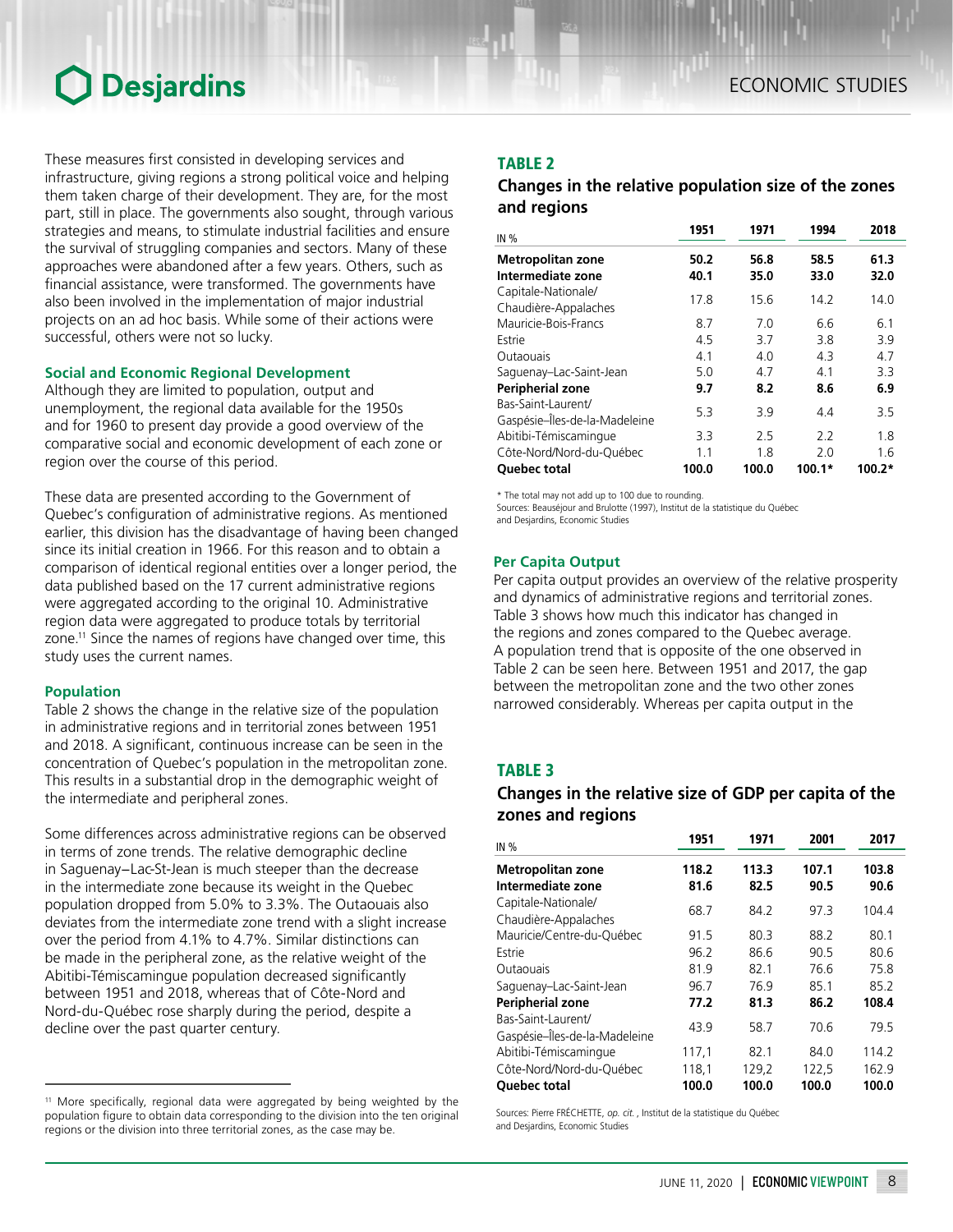These measures first consisted in developing services and infrastructure, giving regions a strong political voice and helping them taken charge of their development. They are, for the most part, still in place. The governments also sought, through various strategies and means, to stimulate industrial facilities and ensure the survival of struggling companies and sectors. Many of these approaches were abandoned after a few years. Others, such as financial assistance, were transformed. The governments have also been involved in the implementation of major industrial projects on an ad hoc basis. While some of their actions were successful, others were not so lucky.

### Social and Economic Regional Development

Although they are limited to population, output and unemployment, the regional data available for the 1950s and for 1960 to present day provide a good overview of the comparative social and economic development of each zone or region over the course of this period.

These data are presented according to the Government of Quebec's configuration of administrative regions. As mentioned earlier, this division has the disadvantage of having been changed since its initial creation in 1966. For this reason and to obtain a comparison of identical regional entities over a longer period, the data published based on the 17 current administrative regions were aggregated according to the original 10. Administrative region data were aggregated to produce totals by territorial zone.[11] Since the names of regions have changed over time, this study uses the current names.

### Population

Table 2 shows the change in the relative size of the population in administrative regions and in territorial zones between 1951 and 2018. A significant, continuous increase can be seen in the concentration of Quebec's population in the metropolitan zone. This results in a substantial drop in the demographic weight of the intermediate and peripheral zones.

Some differences across administrative regions can be observed in terms of zone trends. The relative demographic decline in Saguenay–Lac-St-Jean is much steeper than the decrease in the intermediate zone because its weight in the Quebec population dropped from 5.0% to 3.3%. The Outaouais also deviates from the intermediate zone trend with a slight increase over the period from 4.1% to 4.7%. Similar distinctions can be made in the peripheral zone, as the relative weight of the Abitibi-Témiscamingue population decreased significantly between 1951 and 2018, whereas that of Côte-Nord and Nord-du-Québec rose sharply during the period, despite a decline over the past quarter century.

[11] More specifically, regional data were aggregated by being weighted by the population figure to obtain data corresponding to the division into the ten original regions or the division into three territorial zones, as the case may be.

#### TABLE 2

#### Changes in the relative population size of the zones and regions

| IN % | 1951 | 1971 | 1994 | 2018 |
|---|---|---|---|---|
| **Metropolitan zone** | **50.2** | **56.8** | **58.5** | **61.3** |
| **Intermediate zone** | **40.1** | **35.0** | **33.0** | **32.0** |
| Capitale-Nationale/ Chaudière-Appalaches | 17.8 | 15.6 | 14.2 | 14.0 |
| Mauricie-Bois-Francs | 8.7 | 7.0 | 6.6 | 6.1 |
| Estrie | 4.5 | 3.7 | 3.8 | 3.9 |
| Outaouais | 4.1 | 4.0 | 4.3 | 4.7 |
| Saguenay–Lac-Saint-Jean | 5.0 | 4.7 | 4.1 | 3.3 |
| **Peripherial zone** | **9.7** | **8.2** | **8.6** | **6.9** |
| Bas-Saint-Laurent/ Gaspésie–Îles-de-la-Madeleine | 5.3 | 3.9 | 4.4 | 3.5 |
| Abitibi-Témiscamingue | 3.3 | 2.5 | 2.2 | 1.8 |
| Côte-Nord/Nord-du-Québec | 1.1 | 1.8 | 2.0 | 1.6 |
| **Quebec total** | **100.0** | **100.0** | **100.1*** | **100.2*** |

* The total may not add up to 100 due to rounding.
Sources: Beauséjour and Brulotte (1997), Institut de la statistique du Québec and Desjardins, Economic Studies

### Per Capita Output

Per capita output provides an overview of the relative prosperity and dynamics of administrative regions and territorial zones. Table 3 shows how much this indicator has changed in the regions and zones compared to the Quebec average. A population trend that is opposite of the one observed in Table 2 can be seen here. Between 1951 and 2017, the gap between the metropolitan zone and the two other zones narrowed considerably. Whereas per capita output in the

#### TABLE 3

#### Changes in the relative size of GDP per capita of the zones and regions

| IN % | 1951 | 1971 | 2001 | 2017 |
|---|---|---|---|---|
| **Metropolitan zone** | **118.2** | **113.3** | **107.1** | **103.8** |
| **Intermediate zone** | **81.6** | **82.5** | **90.5** | **90.6** |
| Capitale-Nationale/ Chaudière-Appalaches | 68.7 | 84.2 | 97.3 | 104.4 |
| Mauricie/Centre-du-Québec | 91.5 | 80.3 | 88.2 | 80.1 |
| Estrie | 96.2 | 86.6 | 90.5 | 80.6 |
| Outaouais | 81.9 | 82.1 | 76.6 | 75.8 |
| Saguenay–Lac-Saint-Jean | 96.7 | 76.9 | 85.1 | 85.2 |
| **Peripherial zone** | **77.2** | **81.3** | **86.2** | **108.4** |
| Bas-Saint-Laurent/ Gaspésie–Îles-de-la-Madeleine | 43.9 | 58.7 | 70.6 | 79.5 |
| Abitibi-Témiscamingue | 117,1 | 82.1 | 84.0 | 114.2 |
| Côte-Nord/Nord-du-Québec | 118,1 | 129,2 | 122,5 | 162.9 |
| **Quebec total** | **100.0** | **100.0** | **100.0** | **100.0** |

Sources: Pierre FRÉCHETTE, *op. cit.*, Institut de la statistique du Québec and Desjardins, Economic Studies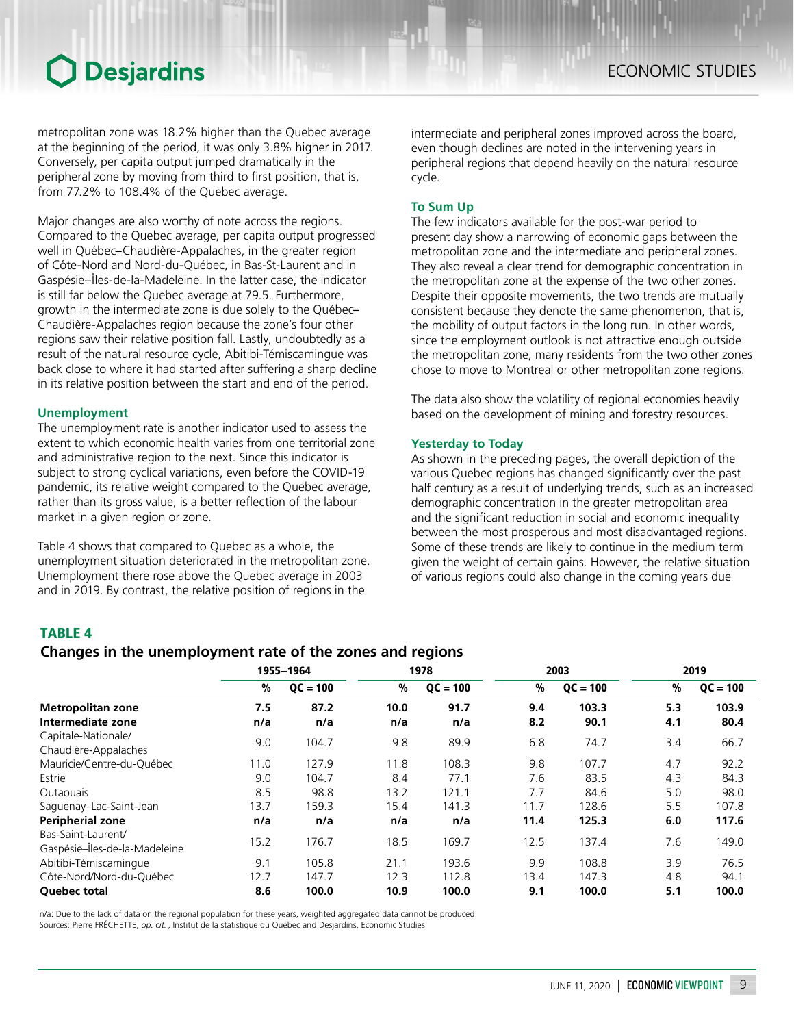metropolitan zone was 18.2% higher than the Quebec average at the beginning of the period, it was only 3.8% higher in 2017. Conversely, per capita output jumped dramatically in the peripheral zone by moving from third to first position, that is, from 77.2% to 108.4% of the Quebec average.

Major changes are also worthy of note across the regions. Compared to the Quebec average, per capita output progressed well in Québec–Chaudière-Appalaches, in the greater region of Côte-Nord and Nord-du-Québec, in Bas-St-Laurent and in Gaspésie–Îles-de-la-Madeleine. In the latter case, the indicator is still far below the Quebec average at 79.5. Furthermore, growth in the intermediate zone is due solely to the Québec–Chaudière-Appalaches region because the zone's four other regions saw their relative position fall. Lastly, undoubtedly as a result of the natural resource cycle, Abitibi-Témiscamingue was back close to where it had started after suffering a sharp decline in its relative position between the start and end of the period.

### Unemployment

The unemployment rate is another indicator used to assess the extent to which economic health varies from one territorial zone and administrative region to the next. Since this indicator is subject to strong cyclical variations, even before the COVID-19 pandemic, its relative weight compared to the Quebec average, rather than its gross value, is a better reflection of the labour market in a given region or zone.

Table 4 shows that compared to Quebec as a whole, the unemployment situation deteriorated in the metropolitan zone. Unemployment there rose above the Quebec average in 2003 and in 2019. By contrast, the relative position of regions in the intermediate and peripheral zones improved across the board, even though declines are noted in the intervening years in peripheral regions that depend heavily on the natural resource cycle.

### To Sum Up

The few indicators available for the post-war period to present day show a narrowing of economic gaps between the metropolitan zone and the intermediate and peripheral zones. They also reveal a clear trend for demographic concentration in the metropolitan zone at the expense of the two other zones. Despite their opposite movements, the two trends are mutually consistent because they denote the same phenomenon, that is, the mobility of output factors in the long run. In other words, since the employment outlook is not attractive enough outside the metropolitan zone, many residents from the two other zones chose to move to Montreal or other metropolitan zone regions.

The data also show the volatility of regional economies heavily based on the development of mining and forestry resources.

### Yesterday to Today

As shown in the preceding pages, the overall depiction of the various Quebec regions has changed significantly over the past half century as a result of underlying trends, such as an increased demographic concentration in the greater metropolitan area and the significant reduction in social and economic inequality between the most prosperous and most disadvantaged regions. Some of these trends are likely to continue in the medium term given the weight of certain gains. However, the relative situation of various regions could also change in the coming years due

## TABLE 4
### Changes in the unemployment rate of the zones and regions

| | 1955–1964 | | 1978 | | 2003 | | 2019 | |
|---|---|---|---|---|---|---|---|---|
| | % | QC = 100 | % | QC = 100 | % | QC = 100 | % | QC = 100 |
| **Metropolitan zone** | **7.5** | **87.2** | **10.0** | **91.7** | **9.4** | **103.3** | **5.3** | **103.9** |
| **Intermediate zone** | **n/a** | **n/a** | **n/a** | **n/a** | **8.2** | **90.1** | **4.1** | **80.4** |
| Capitale-Nationale/ Chaudière-Appalaches | 9.0 | 104.7 | 9.8 | 89.9 | 6.8 | 74.7 | 3.4 | 66.7 |
| Mauricie/Centre-du-Québec | 11.0 | 127.9 | 11.8 | 108.3 | 9.8 | 107.7 | 4.7 | 92.2 |
| Estrie | 9.0 | 104.7 | 8.4 | 77.1 | 7.6 | 83.5 | 4.3 | 84.3 |
| Outaouais | 8.5 | 98.8 | 13.2 | 121.1 | 7.7 | 84.6 | 5.0 | 98.0 |
| Saguenay–Lac-Saint-Jean | 13.7 | 159.3 | 15.4 | 141.3 | 11.7 | 128.6 | 5.5 | 107.8 |
| **Peripherial zone** | **n/a** | **n/a** | **n/a** | **n/a** | **11.4** | **125.3** | **6.0** | **117.6** |
| Bas-Saint-Laurent/ Gaspésie–Îles-de-la-Madeleine | 15.2 | 176.7 | 18.5 | 169.7 | 12.5 | 137.4 | 7.6 | 149.0 |
| Abitibi-Témiscamingue | 9.1 | 105.8 | 21.1 | 193.6 | 9.9 | 108.8 | 3.9 | 76.5 |
| Côte-Nord/Nord-du-Québec | 12.7 | 147.7 | 12.3 | 112.8 | 13.4 | 147.3 | 4.8 | 94.1 |
| **Quebec total** | **8.6** | **100.0** | **10.9** | **100.0** | **9.1** | **100.0** | **5.1** | **100.0** |

n/a: Due to the lack of data on the regional population for these years, weighted aggregated data cannot be produced
Sources: Pierre FRÉCHETTE, *op. cit.*, Institut de la statistique du Québec and Desjardins, Economic Studies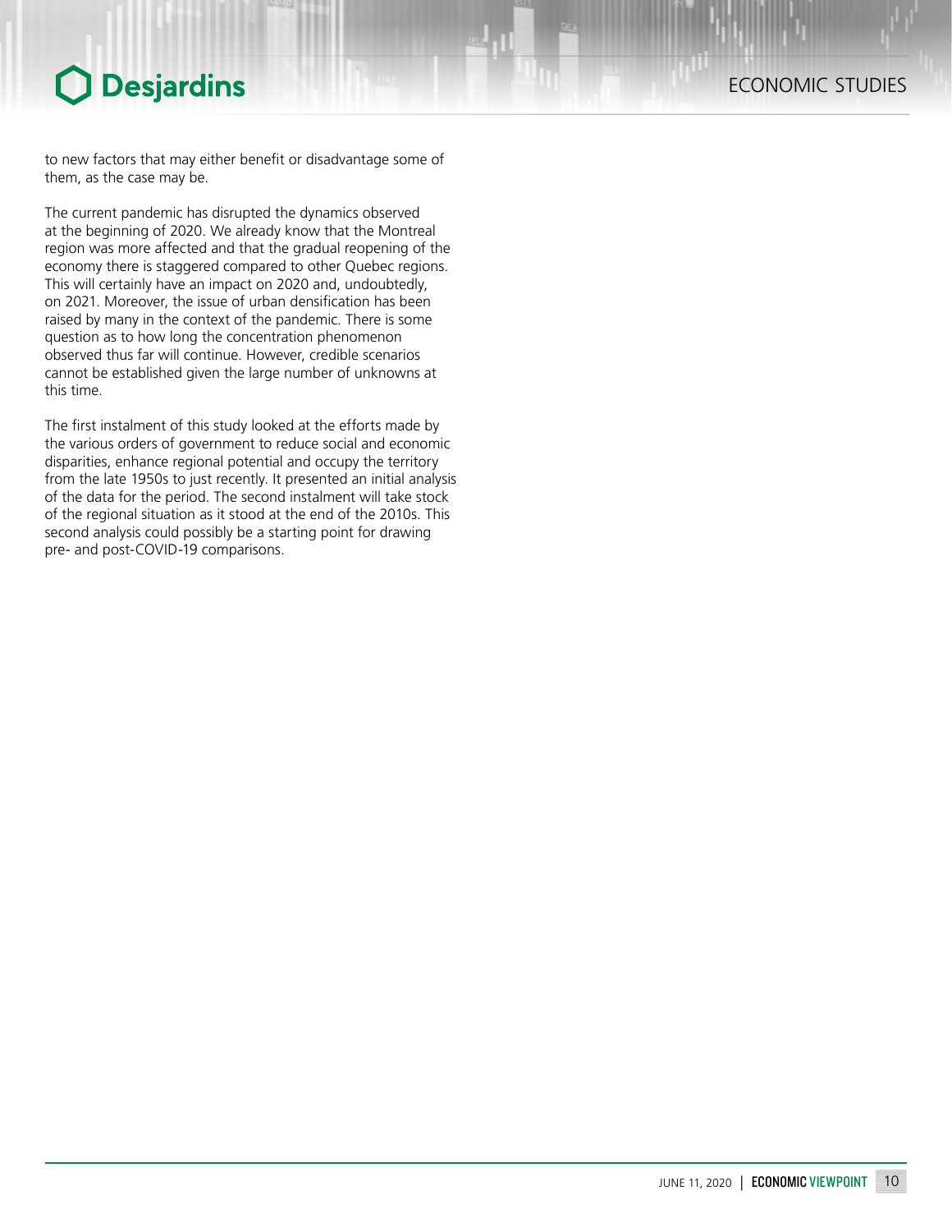to new factors that may either benefit or disadvantage some of them, as the case may be.

The current pandemic has disrupted the dynamics observed at the beginning of 2020. We already know that the Montreal region was more affected and that the gradual reopening of the economy there is staggered compared to other Quebec regions. This will certainly have an impact on 2020 and, undoubtedly, on 2021. Moreover, the issue of urban densification has been raised by many in the context of the pandemic. There is some question as to how long the concentration phenomenon observed thus far will continue. However, credible scenarios cannot be established given the large number of unknowns at this time.

The first instalment of this study looked at the efforts made by the various orders of government to reduce social and economic disparities, enhance regional potential and occupy the territory from the late 1950s to just recently. It presented an initial analysis of the data for the period. The second instalment will take stock of the regional situation as it stood at the end of the 2010s. This second analysis could possibly be a starting point for drawing pre- and post-COVID-19 comparisons.